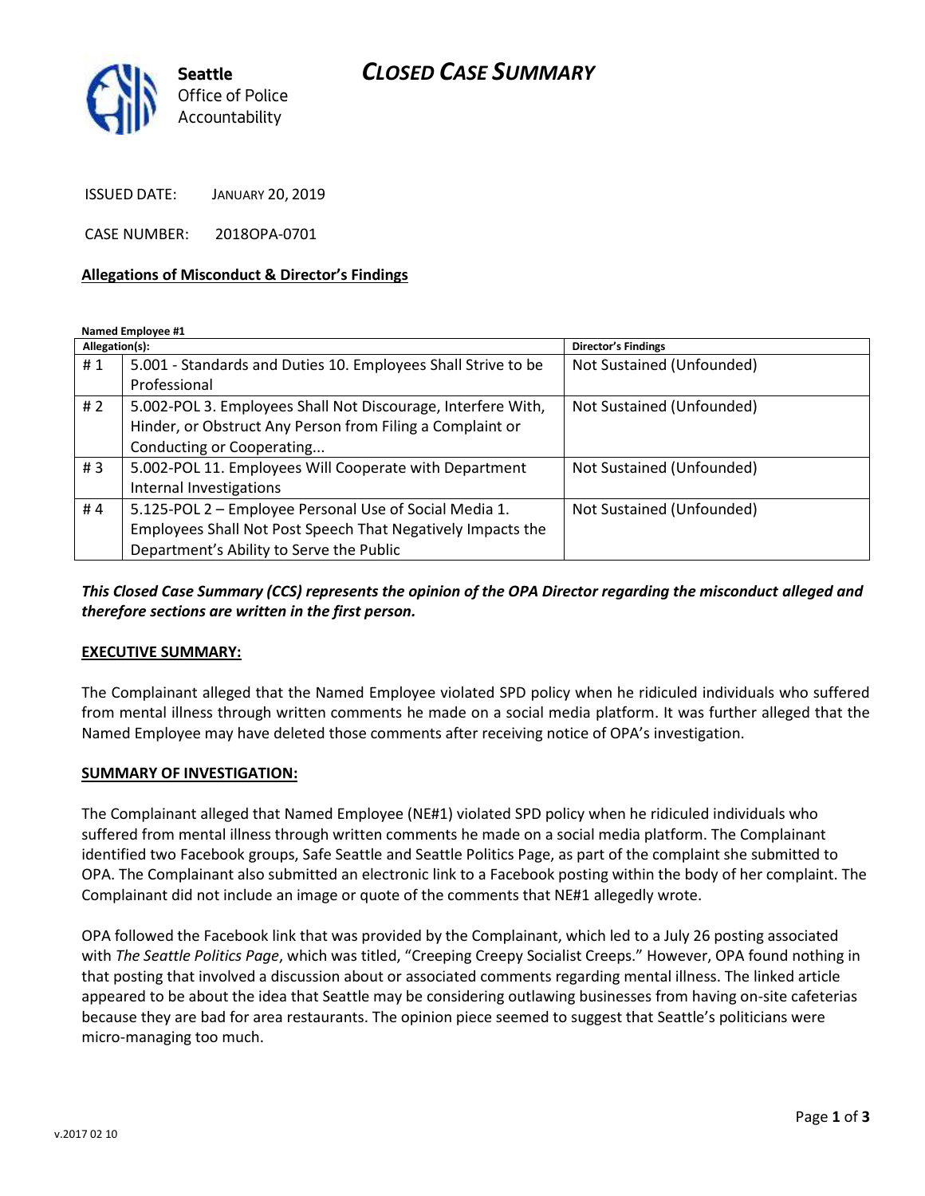Seattle
Office of Police
Accountability

# CLOSED CASE SUMMARY

ISSUED DATE: JANUARY 20, 2019

CASE NUMBER: 2018OPA-0701

**Allegations of Misconduct & Director's Findings**

**Named Employee #1**

| Allegation(s): | | Director's Findings |
|---|---|---|
| # 1 | 5.001 - Standards and Duties 10. Employees Shall Strive to be Professional | Not Sustained (Unfounded) |
| # 2 | 5.002-POL 3. Employees Shall Not Discourage, Interfere With, Hinder, or Obstruct Any Person from Filing a Complaint or Conducting or Cooperating... | Not Sustained (Unfounded) |
| # 3 | 5.002-POL 11. Employees Will Cooperate with Department Internal Investigations | Not Sustained (Unfounded) |
| # 4 | 5.125-POL 2 – Employee Personal Use of Social Media 1. Employees Shall Not Post Speech That Negatively Impacts the Department's Ability to Serve the Public | Not Sustained (Unfounded) |

***This Closed Case Summary (CCS) represents the opinion of the OPA Director regarding the misconduct alleged and therefore sections are written in the first person.***

**EXECUTIVE SUMMARY:**

The Complainant alleged that the Named Employee violated SPD policy when he ridiculed individuals who suffered from mental illness through written comments he made on a social media platform. It was further alleged that the Named Employee may have deleted those comments after receiving notice of OPA's investigation.

**SUMMARY OF INVESTIGATION:**

The Complainant alleged that Named Employee (NE#1) violated SPD policy when he ridiculed individuals who suffered from mental illness through written comments he made on a social media platform. The Complainant identified two Facebook groups, Safe Seattle and Seattle Politics Page, as part of the complaint she submitted to OPA. The Complainant also submitted an electronic link to a Facebook posting within the body of her complaint. The Complainant did not include an image or quote of the comments that NE#1 allegedly wrote.

OPA followed the Facebook link that was provided by the Complainant, which led to a July 26 posting associated with *The Seattle Politics Page*, which was titled, "Creeping Creepy Socialist Creeps." However, OPA found nothing in that posting that involved a discussion about or associated comments regarding mental illness. The linked article appeared to be about the idea that Seattle may be considering outlawing businesses from having on-site cafeterias because they are bad for area restaurants. The opinion piece seemed to suggest that Seattle's politicians were micro-managing too much.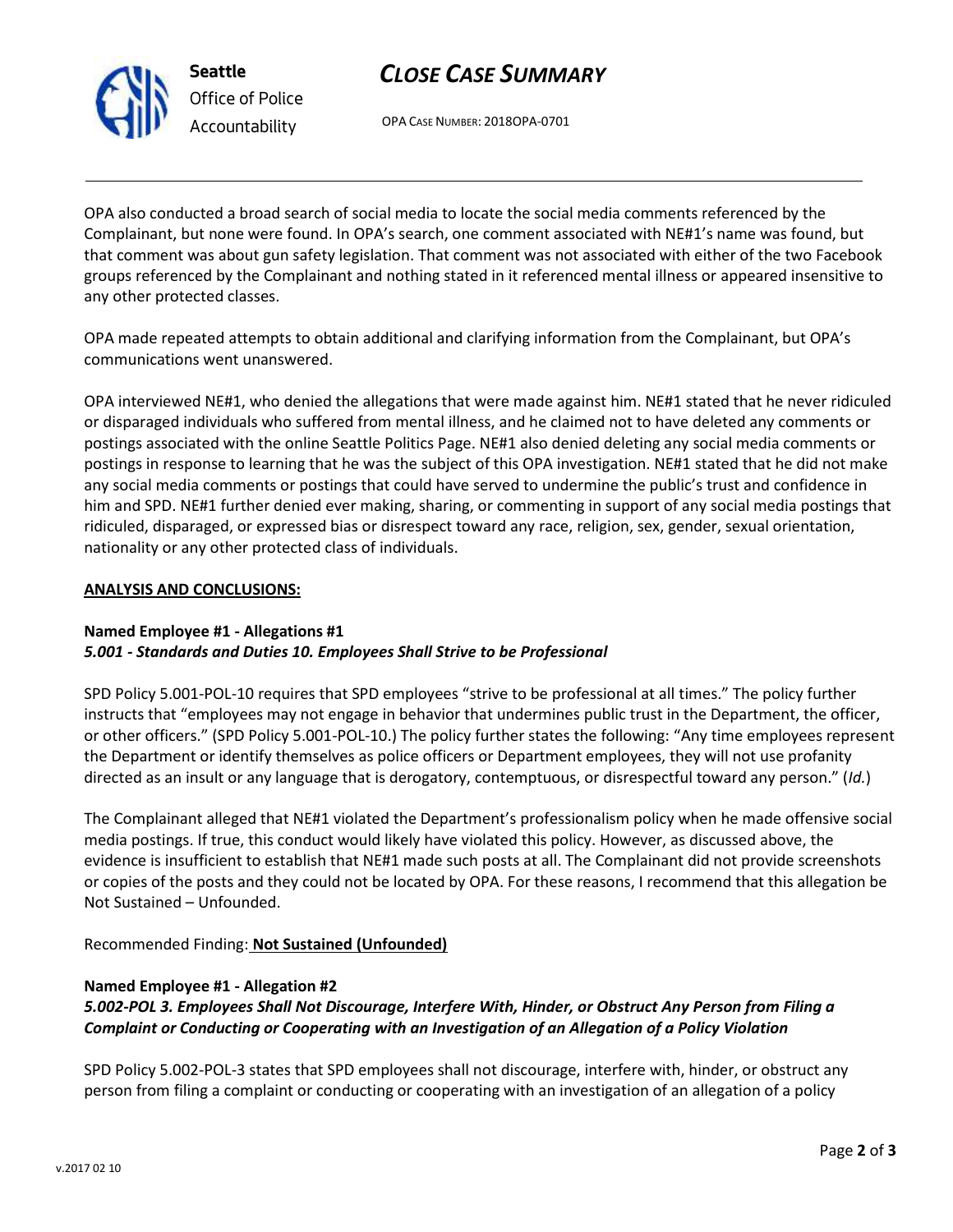OPA also conducted a broad search of social media to locate the social media comments referenced by the Complainant, but none were found. In OPA's search, one comment associated with NE#1's name was found, but that comment was about gun safety legislation. That comment was not associated with either of the two Facebook groups referenced by the Complainant and nothing stated in it referenced mental illness or appeared insensitive to any other protected classes.

OPA made repeated attempts to obtain additional and clarifying information from the Complainant, but OPA's communications went unanswered.

OPA interviewed NE#1, who denied the allegations that were made against him. NE#1 stated that he never ridiculed or disparaged individuals who suffered from mental illness, and he claimed not to have deleted any comments or postings associated with the online Seattle Politics Page. NE#1 also denied deleting any social media comments or postings in response to learning that he was the subject of this OPA investigation. NE#1 stated that he did not make any social media comments or postings that could have served to undermine the public's trust and confidence in him and SPD. NE#1 further denied ever making, sharing, or commenting in support of any social media postings that ridiculed, disparaged, or expressed bias or disrespect toward any race, religion, sex, gender, sexual orientation, nationality or any other protected class of individuals.

**ANALYSIS AND CONCLUSIONS:**

**Named Employee #1 - Allegations #1**
***5.001 - Standards and Duties 10. Employees Shall Strive to be Professional***

SPD Policy 5.001-POL-10 requires that SPD employees "strive to be professional at all times." The policy further instructs that "employees may not engage in behavior that undermines public trust in the Department, the officer, or other officers." (SPD Policy 5.001-POL-10.) The policy further states the following: "Any time employees represent the Department or identify themselves as police officers or Department employees, they will not use profanity directed as an insult or any language that is derogatory, contemptuous, or disrespectful toward any person." (*Id.*)

The Complainant alleged that NE#1 violated the Department's professionalism policy when he made offensive social media postings. If true, this conduct would likely have violated this policy. However, as discussed above, the evidence is insufficient to establish that NE#1 made such posts at all. The Complainant did not provide screenshots or copies of the posts and they could not be located by OPA. For these reasons, I recommend that this allegation be Not Sustained – Unfounded.

Recommended Finding: **Not Sustained (Unfounded)**

**Named Employee #1 - Allegation #2**
***5.002-POL 3. Employees Shall Not Discourage, Interfere With, Hinder, or Obstruct Any Person from Filing a Complaint or Conducting or Cooperating with an Investigation of an Allegation of a Policy Violation***

SPD Policy 5.002-POL-3 states that SPD employees shall not discourage, interfere with, hinder, or obstruct any person from filing a complaint or conducting or cooperating with an investigation of an allegation of a policy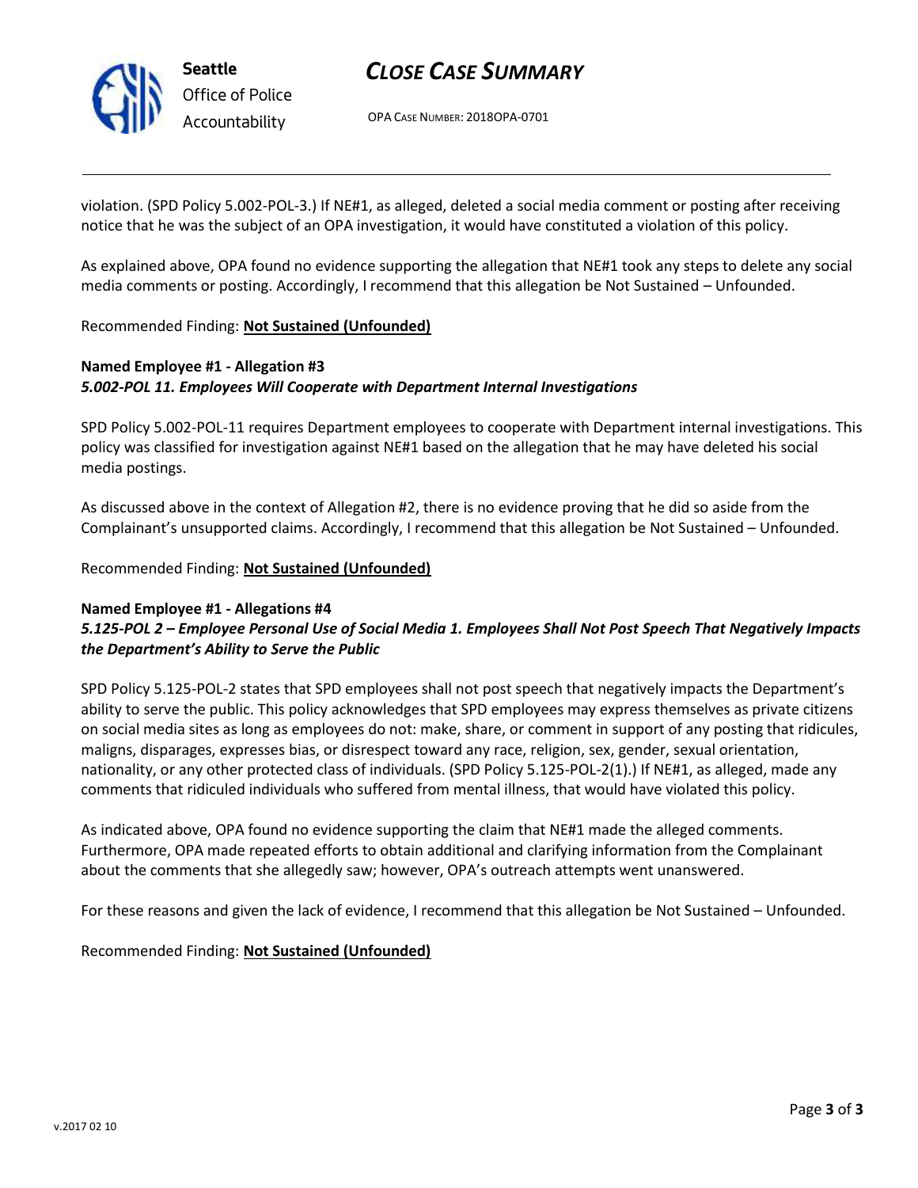violation. (SPD Policy 5.002-POL-3.) If NE#1, as alleged, deleted a social media comment or posting after receiving notice that he was the subject of an OPA investigation, it would have constituted a violation of this policy.

As explained above, OPA found no evidence supporting the allegation that NE#1 took any steps to delete any social media comments or posting. Accordingly, I recommend that this allegation be Not Sustained – Unfounded.

Recommended Finding: **Not Sustained (Unfounded)**

**Named Employee #1 - Allegation #3**
***5.002-POL 11. Employees Will Cooperate with Department Internal Investigations***

SPD Policy 5.002-POL-11 requires Department employees to cooperate with Department internal investigations. This policy was classified for investigation against NE#1 based on the allegation that he may have deleted his social media postings.

As discussed above in the context of Allegation #2, there is no evidence proving that he did so aside from the Complainant's unsupported claims. Accordingly, I recommend that this allegation be Not Sustained – Unfounded.

Recommended Finding: **Not Sustained (Unfounded)**

**Named Employee #1 - Allegations #4**
***5.125-POL 2 – Employee Personal Use of Social Media 1. Employees Shall Not Post Speech That Negatively Impacts the Department's Ability to Serve the Public***

SPD Policy 5.125-POL-2 states that SPD employees shall not post speech that negatively impacts the Department's ability to serve the public. This policy acknowledges that SPD employees may express themselves as private citizens on social media sites as long as employees do not: make, share, or comment in support of any posting that ridicules, maligns, disparages, expresses bias, or disrespect toward any race, religion, sex, gender, sexual orientation, nationality, or any other protected class of individuals. (SPD Policy 5.125-POL-2(1).) If NE#1, as alleged, made any comments that ridiculed individuals who suffered from mental illness, that would have violated this policy.

As indicated above, OPA found no evidence supporting the claim that NE#1 made the alleged comments. Furthermore, OPA made repeated efforts to obtain additional and clarifying information from the Complainant about the comments that she allegedly saw; however, OPA's outreach attempts went unanswered.

For these reasons and given the lack of evidence, I recommend that this allegation be Not Sustained – Unfounded.

Recommended Finding: **Not Sustained (Unfounded)**